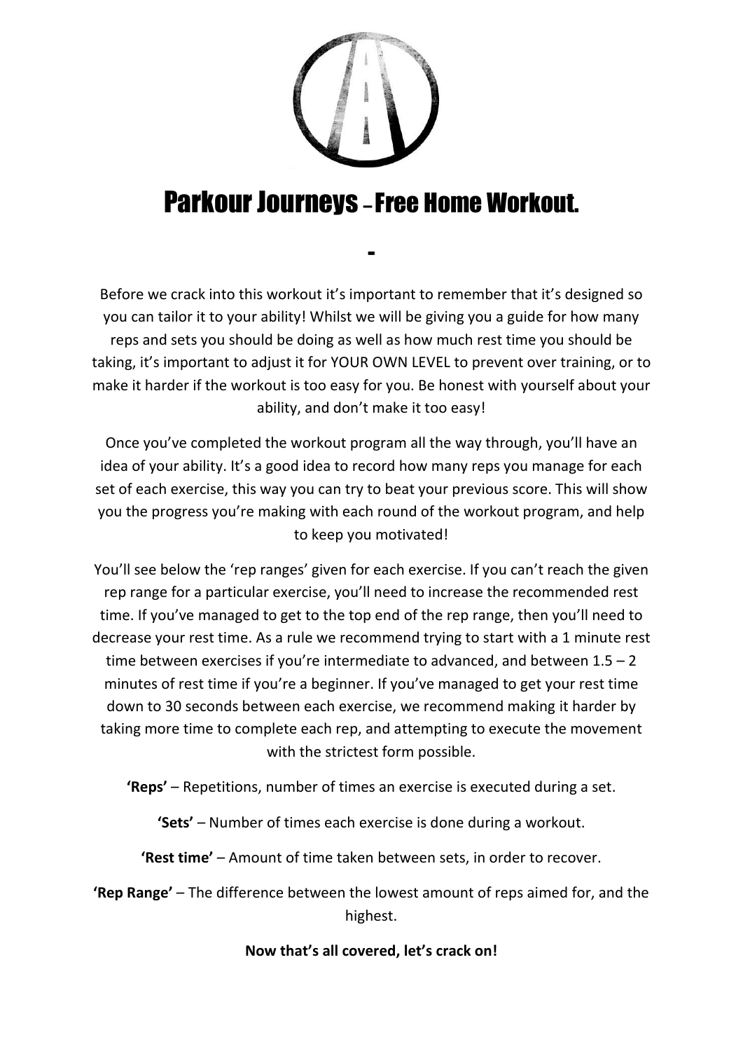# Parkour Journeys – Free Home Workout.

-

Before we crack into this workout it's important to remember that it's designed so you can tailor it to your ability! Whilst we will be giving you a guide for how many reps and sets you should be doing as well as how much rest time you should be taking, it's important to adjust it for YOUR OWN LEVEL to prevent over training, or to make it harder if the workout is too easy for you. Be honest with yourself about your ability, and don't make it too easy!

Once you've completed the workout program all the way through, you'll have an idea of your ability. It's a good idea to record how many reps you manage for each set of each exercise, this way you can try to beat your previous score. This will show you the progress you're making with each round of the workout program, and help to keep you motivated!

You'll see below the 'rep ranges' given for each exercise. If you can't reach the given rep range for a particular exercise, you'll need to increase the recommended rest time. If you've managed to get to the top end of the rep range, then you'll need to decrease your rest time. As a rule we recommend trying to start with a 1 minute rest time between exercises if you're intermediate to advanced, and between 1.5 – 2 minutes of rest time if you're a beginner. If you've managed to get your rest time down to 30 seconds between each exercise, we recommend making it harder by taking more time to complete each rep, and attempting to execute the movement with the strictest form possible.

**'Reps'** – Repetitions, number of times an exercise is executed during a set.

**'Sets'** – Number of times each exercise is done during a workout.

**'Rest time'** – Amount of time taken between sets, in order to recover.

**'Rep Range'** – The difference between the lowest amount of reps aimed for, and the highest.

**Now that's all covered, let's crack on!**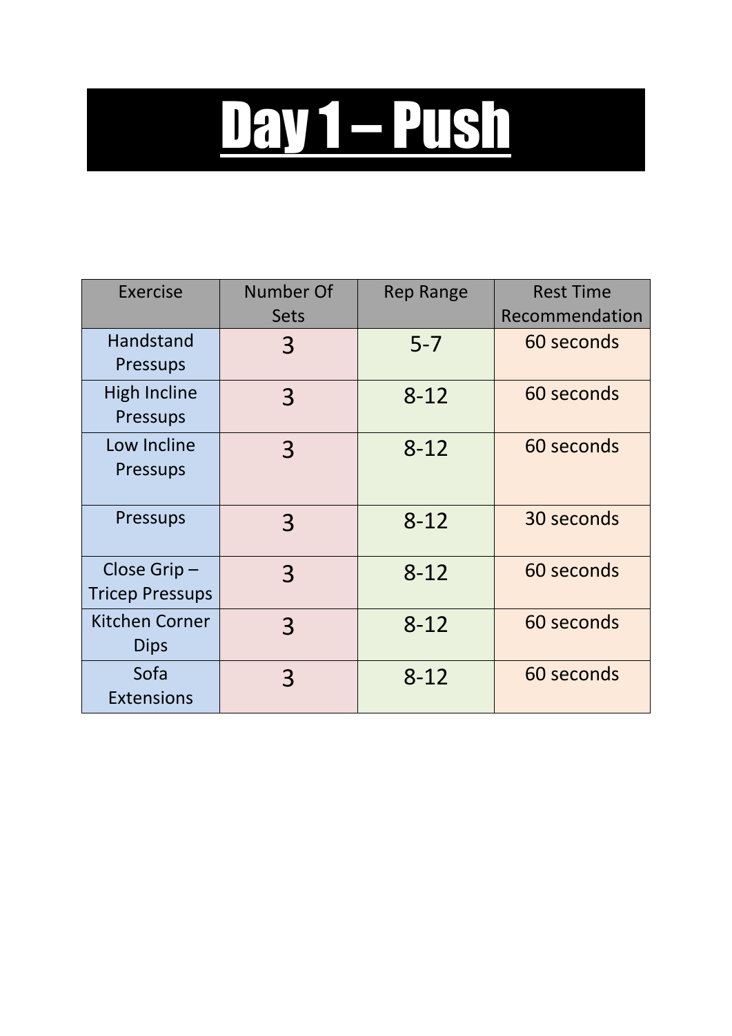# Day 1 – Push

| Exercise | Number Of Sets | Rep Range | Rest Time Recommendation |
| --- | --- | --- | --- |
| Handstand Pressups | 3 | 5-7 | 60 seconds |
| High Incline Pressups | 3 | 8-12 | 60 seconds |
| Low Incline Pressups | 3 | 8-12 | 60 seconds |
| Pressups | 3 | 8-12 | 30 seconds |
| Close Grip – Tricep Pressups | 3 | 8-12 | 60 seconds |
| Kitchen Corner Dips | 3 | 8-12 | 60 seconds |
| Sofa Extensions | 3 | 8-12 | 60 seconds |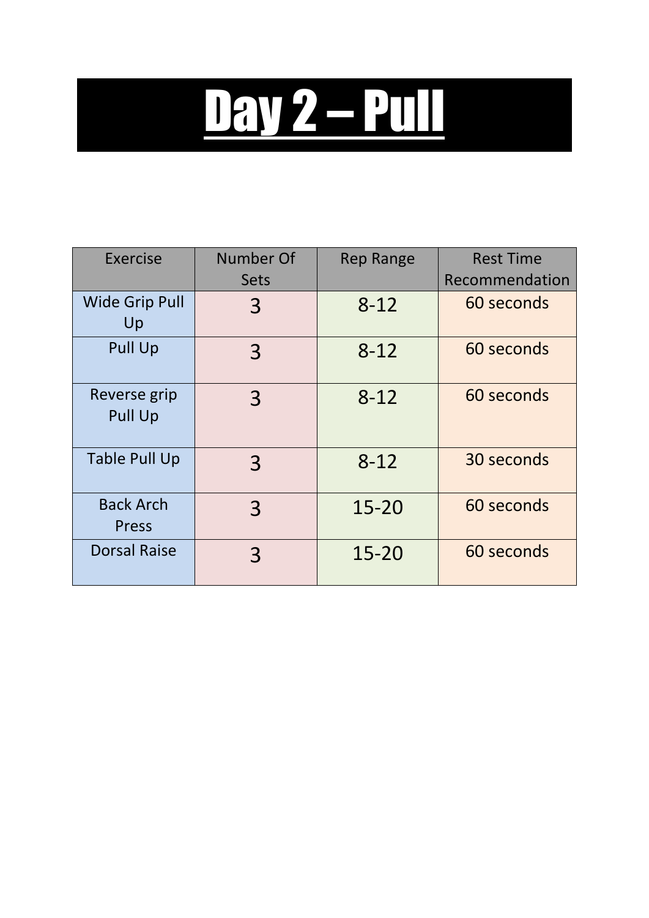# Day 2 – Pull

| Exercise | Number Of Sets | Rep Range | Rest Time Recommendation |
|---|---|---|---|
| Wide Grip Pull Up | 3 | 8-12 | 60 seconds |
| Pull Up | 3 | 8-12 | 60 seconds |
| Reverse grip Pull Up | 3 | 8-12 | 60 seconds |
| Table Pull Up | 3 | 8-12 | 30 seconds |
| Back Arch Press | 3 | 15-20 | 60 seconds |
| Dorsal Raise | 3 | 15-20 | 60 seconds |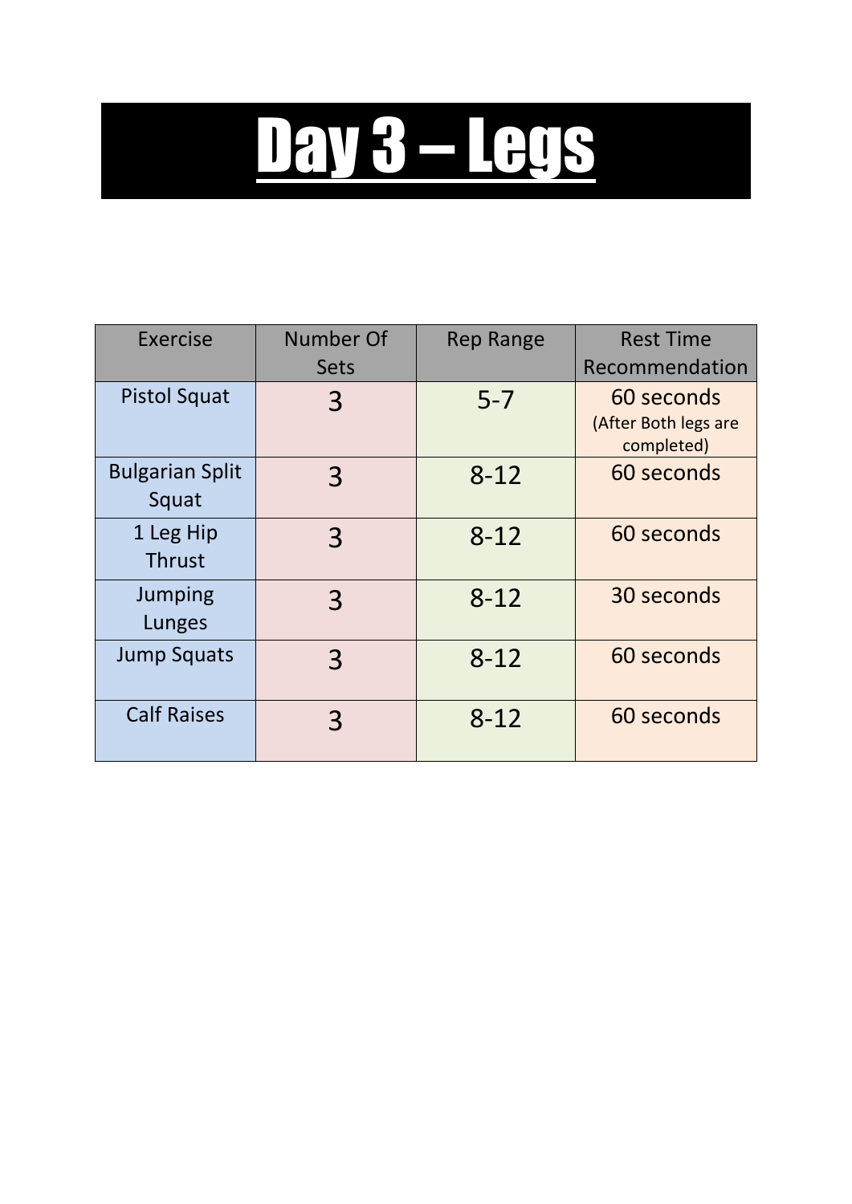# Day 3 – Legs

| Exercise | Number Of Sets | Rep Range | Rest Time Recommendation |
| --- | --- | --- | --- |
| Pistol Squat | 3 | 5-7 | 60 seconds (After Both legs are completed) |
| Bulgarian Split Squat | 3 | 8-12 | 60 seconds |
| 1 Leg Hip Thrust | 3 | 8-12 | 60 seconds |
| Jumping Lunges | 3 | 8-12 | 30 seconds |
| Jump Squats | 3 | 8-12 | 60 seconds |
| Calf Raises | 3 | 8-12 | 60 seconds |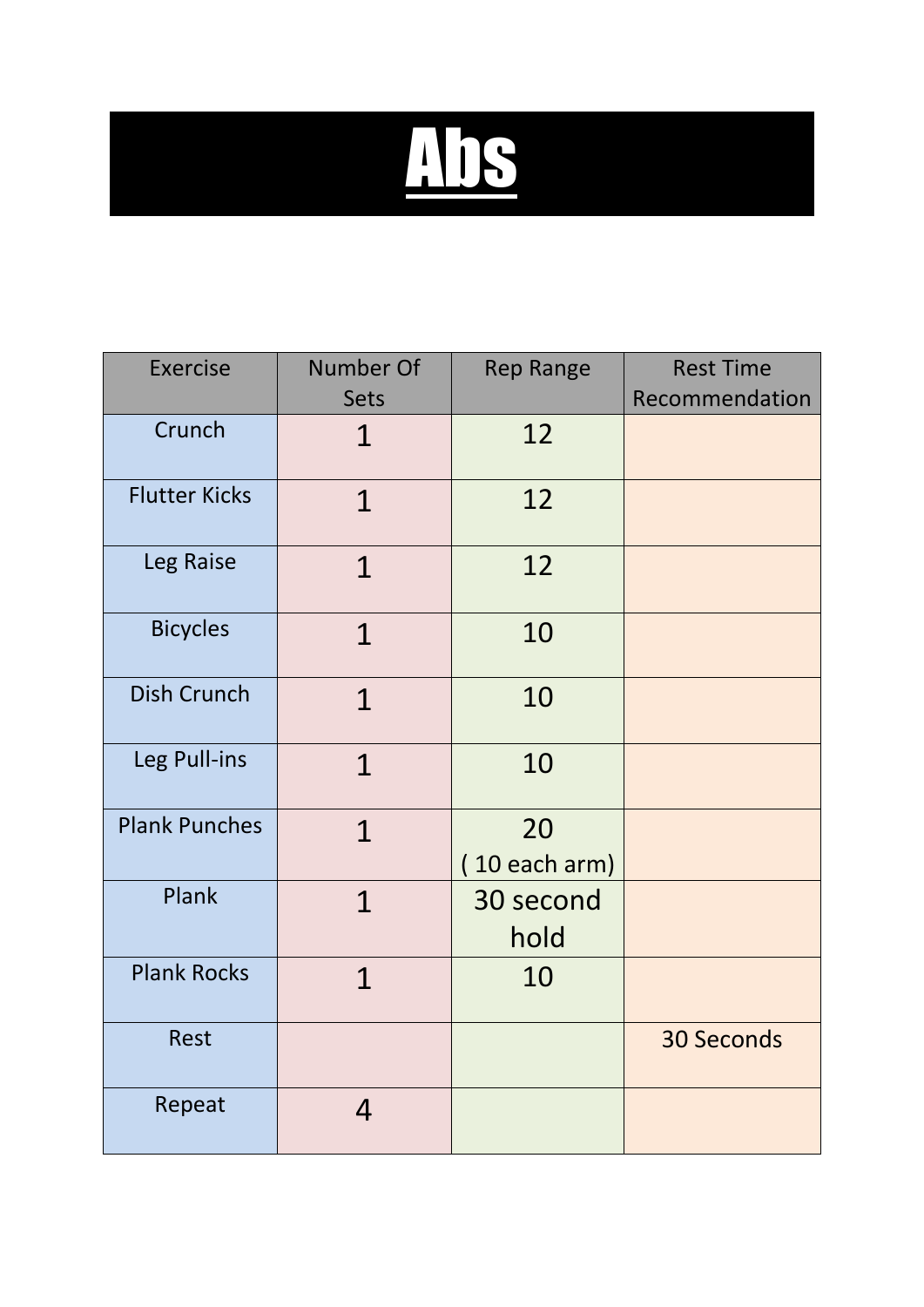# Abs

| Exercise | Number Of Sets | Rep Range | Rest Time Recommendation |
| --- | --- | --- | --- |
| Crunch | 1 | 12 | |
| Flutter Kicks | 1 | 12 | |
| Leg Raise | 1 | 12 | |
| Bicycles | 1 | 10 | |
| Dish Crunch | 1 | 10 | |
| Leg Pull-ins | 1 | 10 | |
| Plank Punches | 1 | 20 ( 10 each arm) | |
| Plank | 1 | 30 second hold | |
| Plank Rocks | 1 | 10 | |
| Rest | | | 30 Seconds |
| Repeat | 4 | | |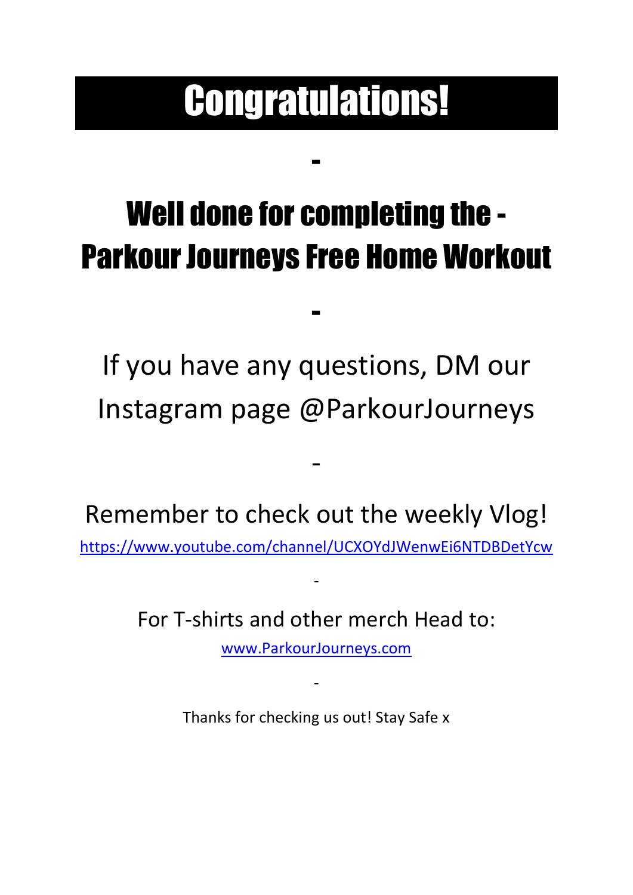# Congratulations!

-

## Well done for completing the - Parkour Journeys Free Home Workout

-

If you have any questions, DM our Instagram page @ParkourJourneys

-

Remember to check out the weekly Vlog!

https://www.youtube.com/channel/UCXOYdJWenwEi6NTDBDetYcw

-

For T-shirts and other merch Head to:

www.ParkourJourneys.com

-

Thanks for checking us out! Stay Safe x